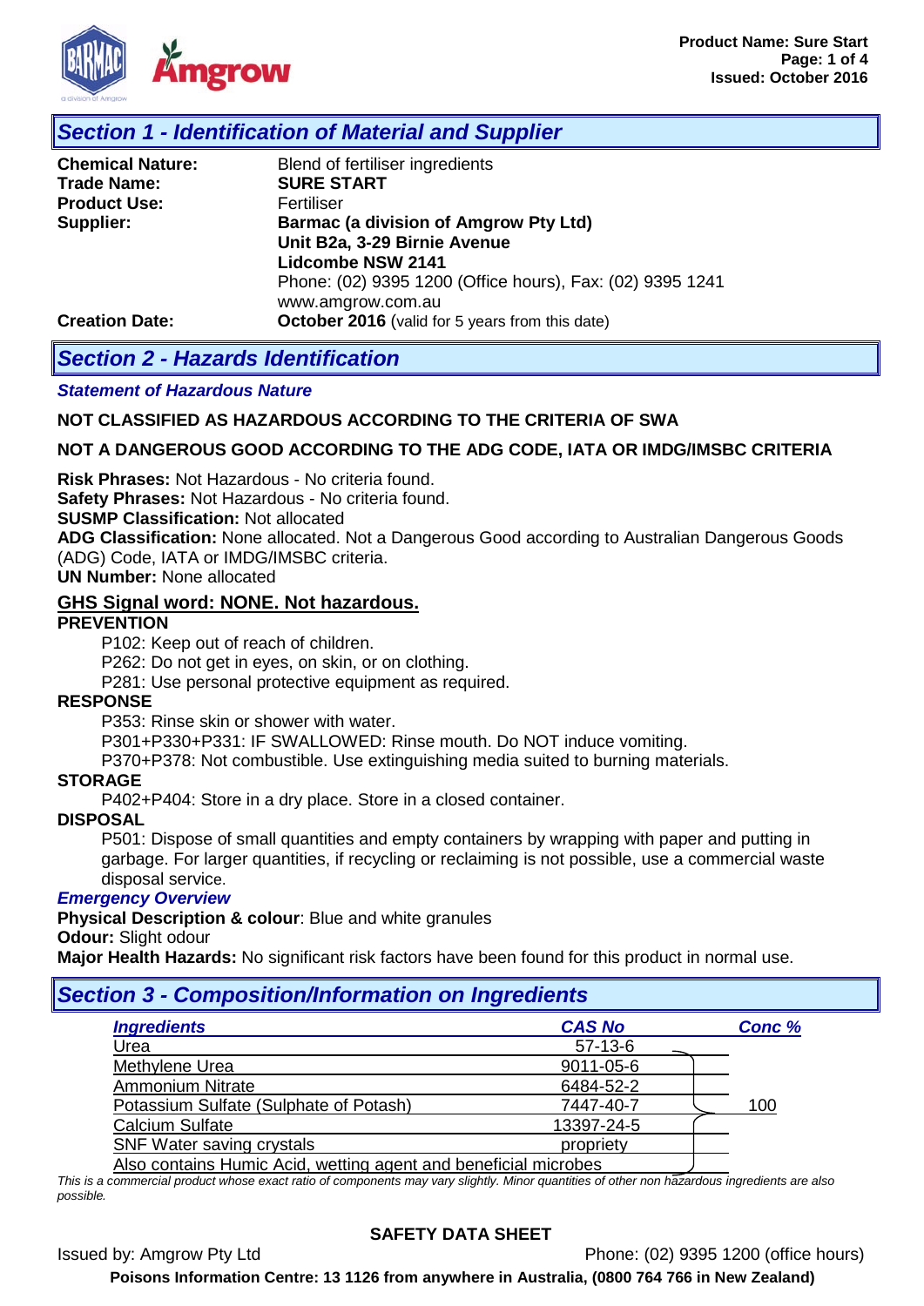## Section 1 - Identification of Material and Supplier

| | |
|---|---|
| **Chemical Nature:** | Blend of fertiliser ingredients |
| **Trade Name:** | **SURE START** |
| **Product Use:** | Fertiliser |
| **Supplier:** | **Barmac (a division of Amgrow Pty Ltd)**<br>**Unit B2a, 3-29 Birnie Avenue**<br>**Lidcombe NSW 2141**<br>Phone: (02) 9395 1200 (Office hours), Fax: (02) 9395 1241<br>www.amgrow.com.au |
| **Creation Date:** | **October 2016** (valid for 5 years from this date) |

## Section 2 - Hazards Identification

***Statement of Hazardous Nature***

**NOT CLASSIFIED AS HAZARDOUS ACCORDING TO THE CRITERIA OF SWA**

**NOT A DANGEROUS GOOD ACCORDING TO THE ADG CODE, IATA OR IMDG/IMSBC CRITERIA**

**Risk Phrases:** Not Hazardous - No criteria found.
**Safety Phrases:** Not Hazardous - No criteria found.
**SUSMP Classification:** Not allocated
**ADG Classification:** None allocated. Not a Dangerous Good according to Australian Dangerous Goods (ADG) Code, IATA or IMDG/IMSBC criteria.
**UN Number:** None allocated

**GHS Signal word: NONE. Not hazardous.**

**PREVENTION**

P102: Keep out of reach of children.
P262: Do not get in eyes, on skin, or on clothing.
P281: Use personal protective equipment as required.

**RESPONSE**

P353: Rinse skin or shower with water.
P301+P330+P331: IF SWALLOWED: Rinse mouth. Do NOT induce vomiting.
P370+P378: Not combustible. Use extinguishing media suited to burning materials.

**STORAGE**

P402+P404: Store in a dry place. Store in a closed container.

**DISPOSAL**

P501: Dispose of small quantities and empty containers by wrapping with paper and putting in garbage. For larger quantities, if recycling or reclaiming is not possible, use a commercial waste disposal service.

***Emergency Overview***

**Physical Description & colour**: Blue and white granules
**Odour:** Slight odour
**Major Health Hazards:** No significant risk factors have been found for this product in normal use.

## Section 3 - Composition/Information on Ingredients

| *Ingredients* | *CAS No* | *Conc %* |
|---|---|---|
| Urea | 57-13-6 | 100 |
| Methylene Urea | 9011-05-6 | |
| Ammonium Nitrate | 6484-52-2 | |
| Potassium Sulfate (Sulphate of Potash) | 7447-40-7 | |
| Calcium Sulfate | 13397-24-5 | |
| SNF Water saving crystals | propriety | |
| Also contains Humic Acid, wetting agent and beneficial microbes | | |

*This is a commercial product whose exact ratio of components may vary slightly. Minor quantities of other non hazardous ingredients are also possible.*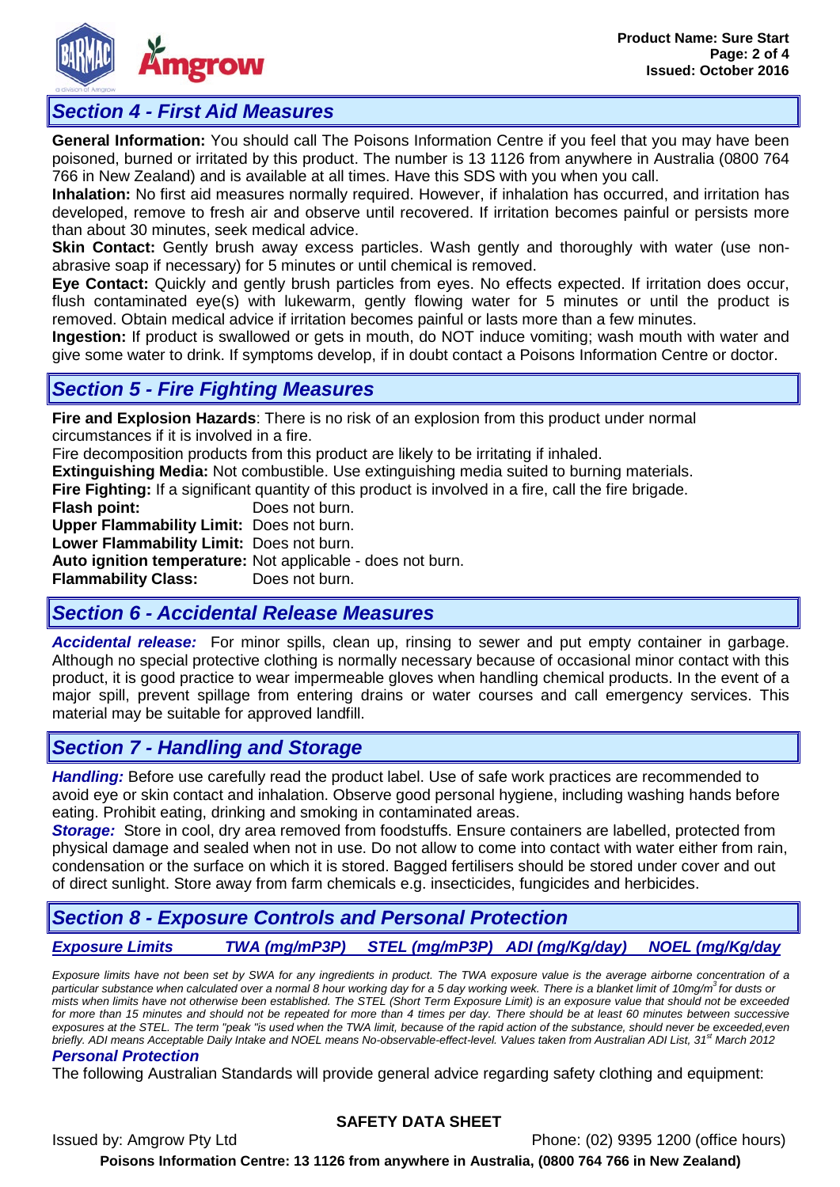## Section 4 - First Aid Measures

**General Information:** You should call The Poisons Information Centre if you feel that you may have been poisoned, burned or irritated by this product. The number is 13 1126 from anywhere in Australia (0800 764 766 in New Zealand) and is available at all times. Have this SDS with you when you call.

**Inhalation:** No first aid measures normally required. However, if inhalation has occurred, and irritation has developed, remove to fresh air and observe until recovered. If irritation becomes painful or persists more than about 30 minutes, seek medical advice.

**Skin Contact:** Gently brush away excess particles. Wash gently and thoroughly with water (use non-abrasive soap if necessary) for 5 minutes or until chemical is removed.

**Eye Contact:** Quickly and gently brush particles from eyes. No effects expected. If irritation does occur, flush contaminated eye(s) with lukewarm, gently flowing water for 5 minutes or until the product is removed. Obtain medical advice if irritation becomes painful or lasts more than a few minutes.

**Ingestion:** If product is swallowed or gets in mouth, do NOT induce vomiting; wash mouth with water and give some water to drink. If symptoms develop, if in doubt contact a Poisons Information Centre or doctor.

## Section 5 - Fire Fighting Measures

**Fire and Explosion Hazards**: There is no risk of an explosion from this product under normal circumstances if it is involved in a fire.

Fire decomposition products from this product are likely to be irritating if inhaled.

**Extinguishing Media:** Not combustible. Use extinguishing media suited to burning materials.

**Fire Fighting:** If a significant quantity of this product is involved in a fire, call the fire brigade.

**Flash point:** Does not burn.

**Upper Flammability Limit:** Does not burn.

**Lower Flammability Limit:** Does not burn.

**Auto ignition temperature:** Not applicable - does not burn.

**Flammability Class:** Does not burn.

## Section 6 - Accidental Release Measures

***Accidental release:*** For minor spills, clean up, rinsing to sewer and put empty container in garbage. Although no special protective clothing is normally necessary because of occasional minor contact with this product, it is good practice to wear impermeable gloves when handling chemical products. In the event of a major spill, prevent spillage from entering drains or water courses and call emergency services. This material may be suitable for approved landfill.

## Section 7 - Handling and Storage

***Handling:*** Before use carefully read the product label. Use of safe work practices are recommended to avoid eye or skin contact and inhalation. Observe good personal hygiene, including washing hands before eating. Prohibit eating, drinking and smoking in contaminated areas.

***Storage:*** Store in cool, dry area removed from foodstuffs. Ensure containers are labelled, protected from physical damage and sealed when not in use. Do not allow to come into contact with water either from rain, condensation or the surface on which it is stored. Bagged fertilisers should be stored under cover and out of direct sunlight. Store away from farm chemicals e.g. insecticides, fungicides and herbicides.

## Section 8 - Exposure Controls and Personal Protection

| *Exposure Limits* | *TWA (mg/mP3P)* | *STEL (mg/mP3P)* | *ADI (mg/Kg/day)* | *NOEL (mg/Kg/day* |
|---|---|---|---|---|

*Exposure limits have not been set by SWA for any ingredients in product. The TWA exposure value is the average airborne concentration of a particular substance when calculated over a normal 8 hour working day for a 5 day working week. There is a blanket limit of 10mg/m$^3$ for dusts or mists when limits have not otherwise been established. The STEL (Short Term Exposure Limit) is an exposure value that should not be exceeded for more than 15 minutes and should not be repeated for more than 4 times per day. There should be at least 60 minutes between successive exposures at the STEL. The term "peak "is used when the TWA limit, because of the rapid action of the substance, should never be exceeded,even briefly. ADI means Acceptable Daily Intake and NOEL means No-observable-effect-level. Values taken from Australian ADI List, 31st March 2012*

### *Personal Protection*

The following Australian Standards will provide general advice regarding safety clothing and equipment: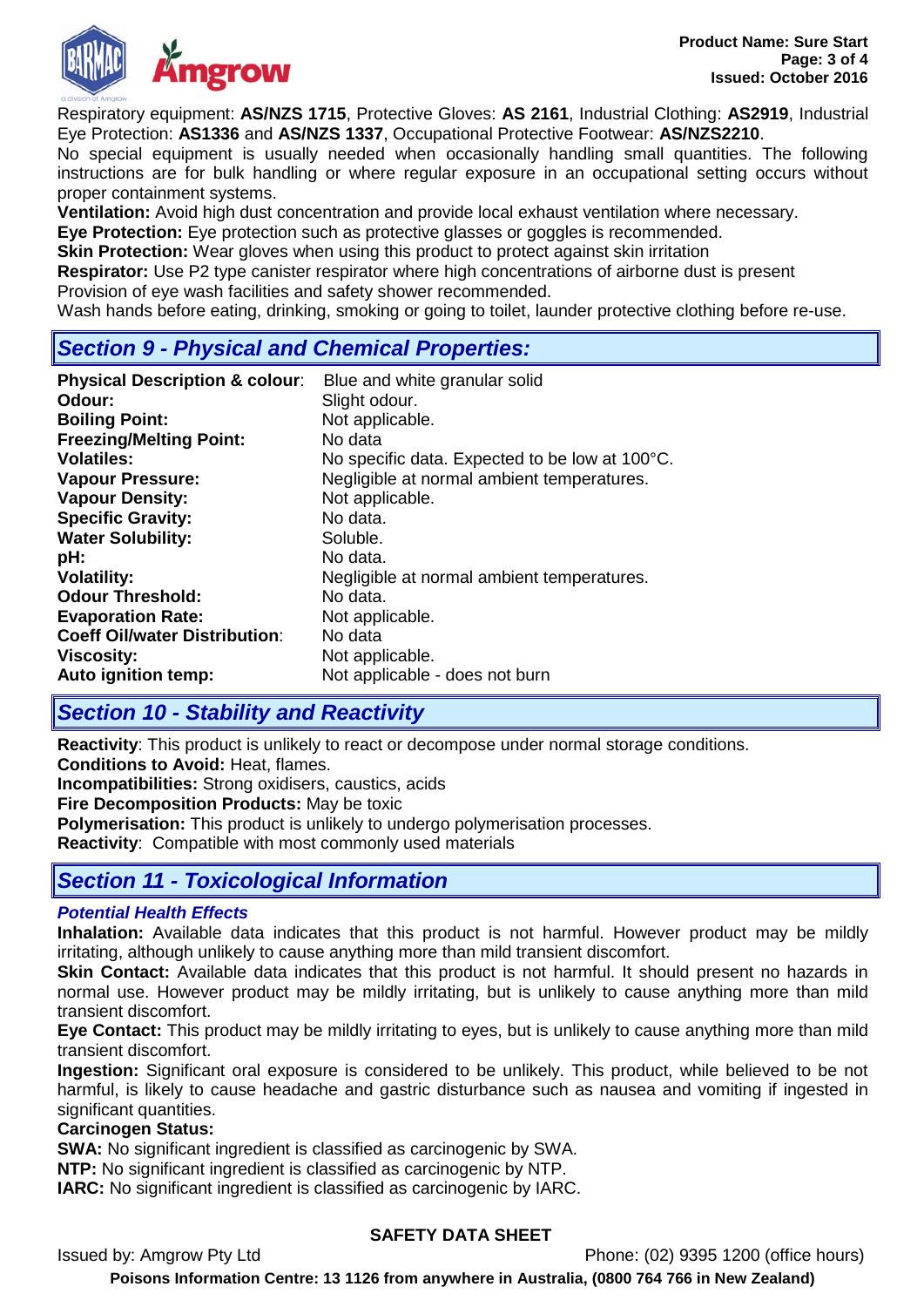Respiratory equipment: **AS/NZS 1715**, Protective Gloves: **AS 2161**, Industrial Clothing: **AS2919**, Industrial Eye Protection: **AS1336** and **AS/NZS 1337**, Occupational Protective Footwear: **AS/NZS2210**.

No special equipment is usually needed when occasionally handling small quantities. The following instructions are for bulk handling or where regular exposure in an occupational setting occurs without proper containment systems.

**Ventilation:** Avoid high dust concentration and provide local exhaust ventilation where necessary.

**Eye Protection:** Eye protection such as protective glasses or goggles is recommended.

**Skin Protection:** Wear gloves when using this product to protect against skin irritation

**Respirator:** Use P2 type canister respirator where high concentrations of airborne dust is present

Provision of eye wash facilities and safety shower recommended.

Wash hands before eating, drinking, smoking or going to toilet, launder protective clothing before re-use.

## *Section 9 - Physical and Chemical Properties:*

| | |
|---|---|
| **Physical Description & colour**: | Blue and white granular solid |
| **Odour:** | Slight odour. |
| **Boiling Point:** | Not applicable. |
| **Freezing/Melting Point:** | No data |
| **Volatiles:** | No specific data. Expected to be low at 100°C. |
| **Vapour Pressure:** | Negligible at normal ambient temperatures. |
| **Vapour Density:** | Not applicable. |
| **Specific Gravity:** | No data. |
| **Water Solubility:** | Soluble. |
| **pH:** | No data. |
| **Volatility:** | Negligible at normal ambient temperatures. |
| **Odour Threshold:** | No data. |
| **Evaporation Rate:** | Not applicable. |
| **Coeff Oil/water Distribution**: | No data |
| **Viscosity:** | Not applicable. |
| **Auto ignition temp:** | Not applicable - does not burn |

## *Section 10 - Stability and Reactivity*

**Reactivity**: This product is unlikely to react or decompose under normal storage conditions.

**Conditions to Avoid:** Heat, flames.

**Incompatibilities:** Strong oxidisers, caustics, acids

**Fire Decomposition Products:** May be toxic

**Polymerisation:** This product is unlikely to undergo polymerisation processes.

**Reactivity**: Compatible with most commonly used materials

## *Section 11 - Toxicological Information*

***Potential Health Effects***

**Inhalation:** Available data indicates that this product is not harmful. However product may be mildly irritating, although unlikely to cause anything more than mild transient discomfort.

**Skin Contact:** Available data indicates that this product is not harmful. It should present no hazards in normal use. However product may be mildly irritating, but is unlikely to cause anything more than mild transient discomfort.

**Eye Contact:** This product may be mildly irritating to eyes, but is unlikely to cause anything more than mild transient discomfort.

**Ingestion:** Significant oral exposure is considered to be unlikely. This product, while believed to be not harmful, is likely to cause headache and gastric disturbance such as nausea and vomiting if ingested in significant quantities.

**Carcinogen Status:**

**SWA:** No significant ingredient is classified as carcinogenic by SWA.

**NTP:** No significant ingredient is classified as carcinogenic by NTP.

**IARC:** No significant ingredient is classified as carcinogenic by IARC.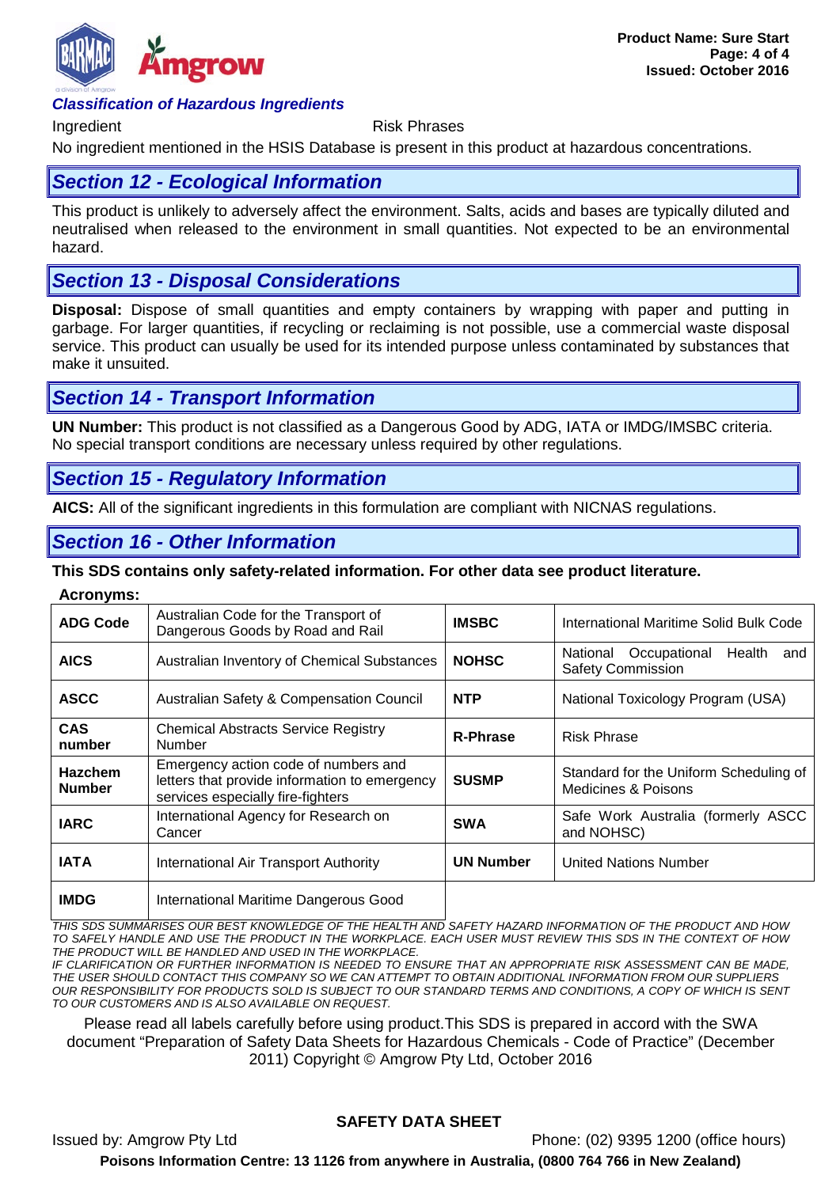### Classification of Hazardous Ingredients

Ingredient    Risk Phrases

No ingredient mentioned in the HSIS Database is present in this product at hazardous concentrations.

## Section 12 - Ecological Information

This product is unlikely to adversely affect the environment. Salts, acids and bases are typically diluted and neutralised when released to the environment in small quantities. Not expected to be an environmental hazard.

## Section 13 - Disposal Considerations

**Disposal:** Dispose of small quantities and empty containers by wrapping with paper and putting in garbage. For larger quantities, if recycling or reclaiming is not possible, use a commercial waste disposal service. This product can usually be used for its intended purpose unless contaminated by substances that make it unsuited.

## Section 14 - Transport Information

**UN Number:** This product is not classified as a Dangerous Good by ADG, IATA or IMDG/IMSBC criteria. No special transport conditions are necessary unless required by other regulations.

## Section 15 - Regulatory Information

**AICS:** All of the significant ingredients in this formulation are compliant with NICNAS regulations.

## Section 16 - Other Information

**This SDS contains only safety-related information. For other data see product literature.**

**Acronyms:**

| | | | |
|---|---|---|---|
| **ADG Code** | Australian Code for the Transport of Dangerous Goods by Road and Rail | **IMSBC** | International Maritime Solid Bulk Code |
| **AICS** | Australian Inventory of Chemical Substances | **NOHSC** | National Occupational Health and Safety Commission |
| **ASCC** | Australian Safety & Compensation Council | **NTP** | National Toxicology Program (USA) |
| **CAS number** | Chemical Abstracts Service Registry Number | **R-Phrase** | Risk Phrase |
| **Hazchem Number** | Emergency action code of numbers and letters that provide information to emergency services especially fire-fighters | **SUSMP** | Standard for the Uniform Scheduling of Medicines & Poisons |
| **IARC** | International Agency for Research on Cancer | **SWA** | Safe Work Australia (formerly ASCC and NOHSC) |
| **IATA** | International Air Transport Authority | **UN Number** | United Nations Number |
| **IMDG** | International Maritime Dangerous Good | | |

*THIS SDS SUMMARISES OUR BEST KNOWLEDGE OF THE HEALTH AND SAFETY HAZARD INFORMATION OF THE PRODUCT AND HOW TO SAFELY HANDLE AND USE THE PRODUCT IN THE WORKPLACE. EACH USER MUST REVIEW THIS SDS IN THE CONTEXT OF HOW THE PRODUCT WILL BE HANDLED AND USED IN THE WORKPLACE.*
*IF CLARIFICATION OR FURTHER INFORMATION IS NEEDED TO ENSURE THAT AN APPROPRIATE RISK ASSESSMENT CAN BE MADE, THE USER SHOULD CONTACT THIS COMPANY SO WE CAN ATTEMPT TO OBTAIN ADDITIONAL INFORMATION FROM OUR SUPPLIERS OUR RESPONSIBILITY FOR PRODUCTS SOLD IS SUBJECT TO OUR STANDARD TERMS AND CONDITIONS, A COPY OF WHICH IS SENT TO OUR CUSTOMERS AND IS ALSO AVAILABLE ON REQUEST.*

Please read all labels carefully before using product.This SDS is prepared in accord with the SWA document "Preparation of Safety Data Sheets for Hazardous Chemicals - Code of Practice" (December 2011) Copyright © Amgrow Pty Ltd, October 2016

**SAFETY DATA SHEET**

Issued by: Amgrow Pty Ltd    Phone: (02) 9395 1200 (office hours)

**Poisons Information Centre: 13 1126 from anywhere in Australia, (0800 764 766 in New Zealand)**